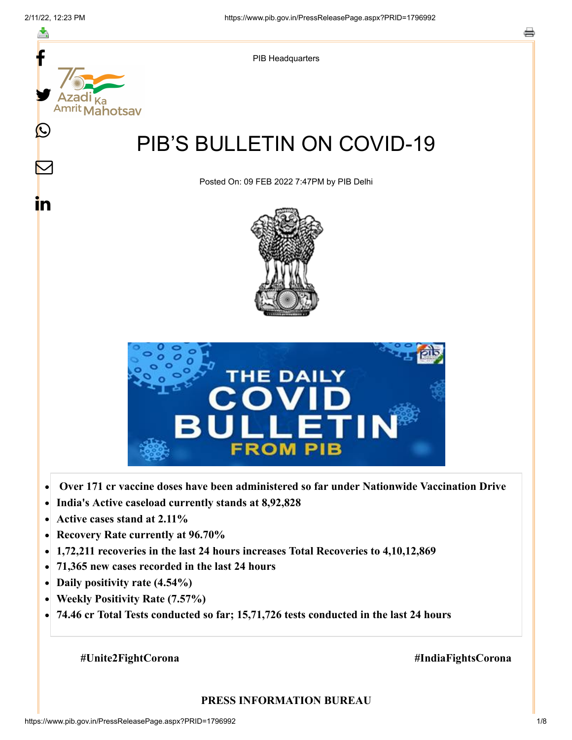PIB Headquarters

# PIB'S BULLETIN ON COVID-19

Posted On: 09 FEB 2022 7:47PM by PIB Delhi

- **Over 171 cr vaccine doses have been administered so far under Nationwide Vaccination Drive**
- **India's Active caseload currently stands at 8,92,828**
- **Active cases stand at 2.11%**
- **Recovery Rate currently at 96.70%**
- **1,72,211 recoveries in the last 24 hours increases Total Recoveries to 4,10,12,869**
- **71,365 new cases recorded in the last 24 hours**
- **Daily positivity rate (4.54%)**
- **Weekly Positivity Rate (7.57%)**
- **74.46 cr Total Tests conducted so far; 15,71,726 tests conducted in the last 24 hours**

**#Unite2FightCorona** **#IndiaFightsCorona**

**PRESS INFORMATION BUREAU**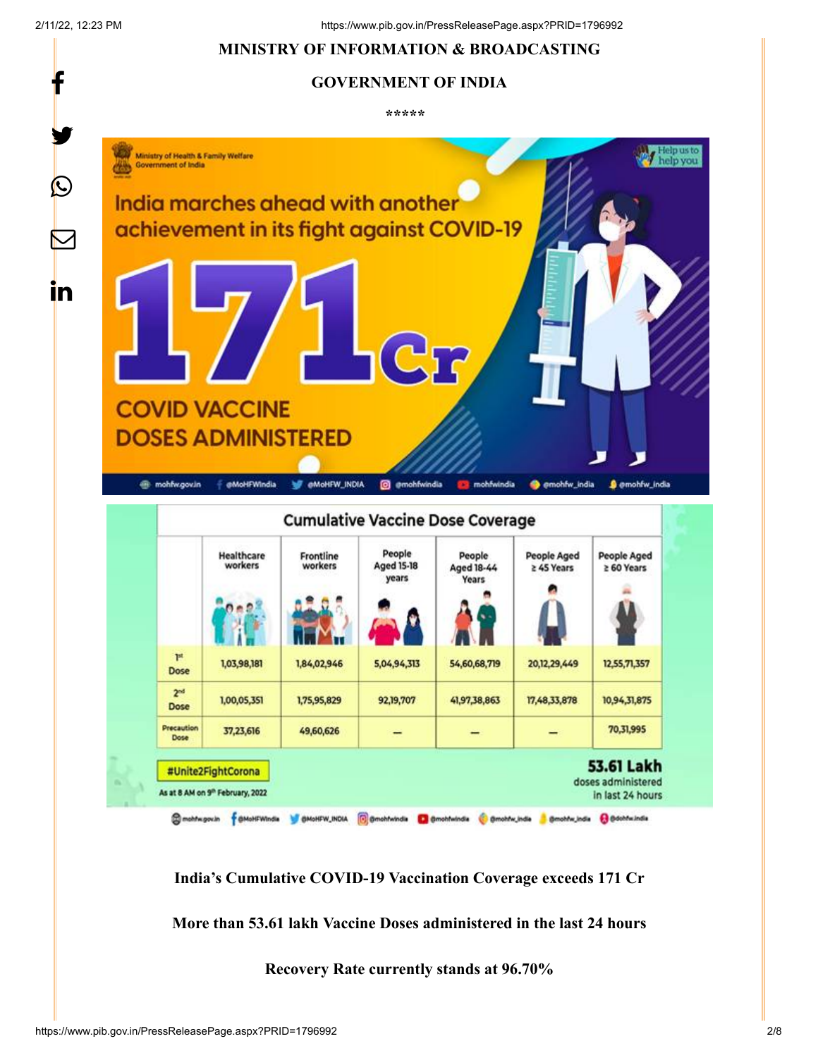**MINISTRY OF INFORMATION & BROADCASTING**

**GOVERNMENT OF INDIA**

\*\*\*\*\*

Ministry of Health & Family Welfare
Government of India

India marches ahead with another achievement in its fight against COVID-19

**171 Cr**

COVID VACCINE DOSES ADMINISTERED

**Cumulative Vaccine Dose Coverage**

| | Healthcare workers | Frontline workers | People Aged 15-18 years | People Aged 18-44 Years | People Aged ≥ 45 Years | People Aged ≥ 60 Years |
|---|---|---|---|---|---|---|
| 1st Dose | 1,03,98,181 | 1,84,02,946 | 5,04,94,313 | 54,60,68,719 | 20,12,29,449 | 12,55,71,357 |
| 2nd Dose | 1,00,05,351 | 1,75,95,829 | 92,19,707 | 41,97,38,863 | 17,48,33,878 | 10,94,31,875 |
| Precaution Dose | 37,23,616 | 49,60,626 | — | — | — | 70,31,995 |

#Unite2FightCorona

As at 8 AM on 9th February, 2022

**53.61 Lakh** doses administered in last 24 hours

**India's Cumulative COVID-19 Vaccination Coverage exceeds 171 Cr**

**More than 53.61 lakh Vaccine Doses administered in the last 24 hours**

**Recovery Rate currently stands at 96.70%**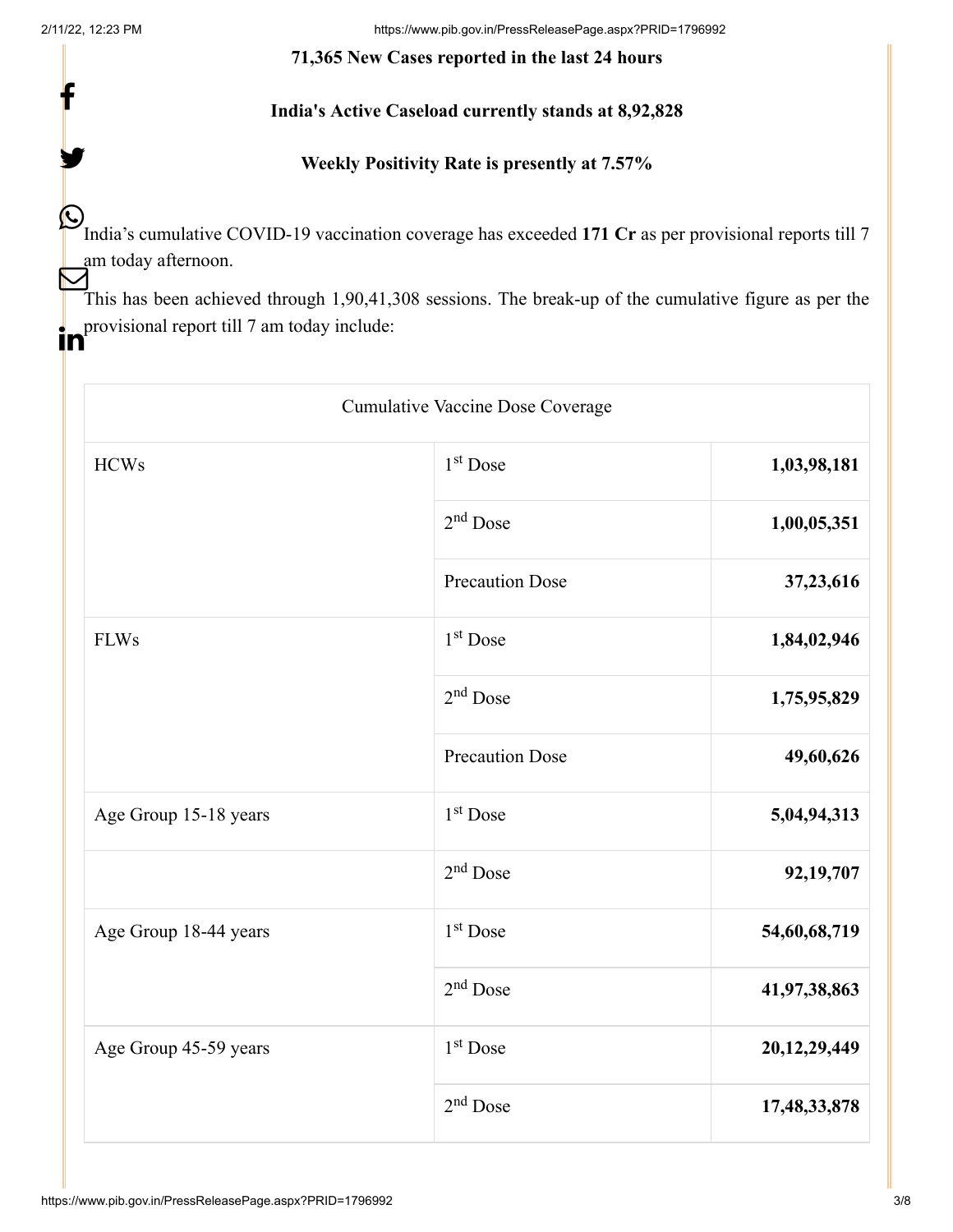**71,365 New Cases reported in the last 24 hours**

**India's Active Caseload currently stands at 8,92,828**

**Weekly Positivity Rate is presently at 7.57%**

India's cumulative COVID-19 vaccination coverage has exceeded **171 Cr** as per provisional reports till 7 am today afternoon.

This has been achieved through 1,90,41,308 sessions. The break-up of the cumulative figure as per the provisional report till 7 am today include:

| Cumulative Vaccine Dose Coverage | | |
|---|---|---|
| HCWs | 1st Dose | **1,03,98,181** |
| | 2nd Dose | **1,00,05,351** |
| | Precaution Dose | **37,23,616** |
| FLWs | 1st Dose | **1,84,02,946** |
| | 2nd Dose | **1,75,95,829** |
| | Precaution Dose | **49,60,626** |
| Age Group 15-18 years | 1st Dose | **5,04,94,313** |
| | 2nd Dose | **92,19,707** |
| Age Group 18-44 years | 1st Dose | **54,60,68,719** |
| | 2nd Dose | **41,97,38,863** |
| Age Group 45-59 years | 1st Dose | **20,12,29,449** |
| | 2nd Dose | **17,48,33,878** |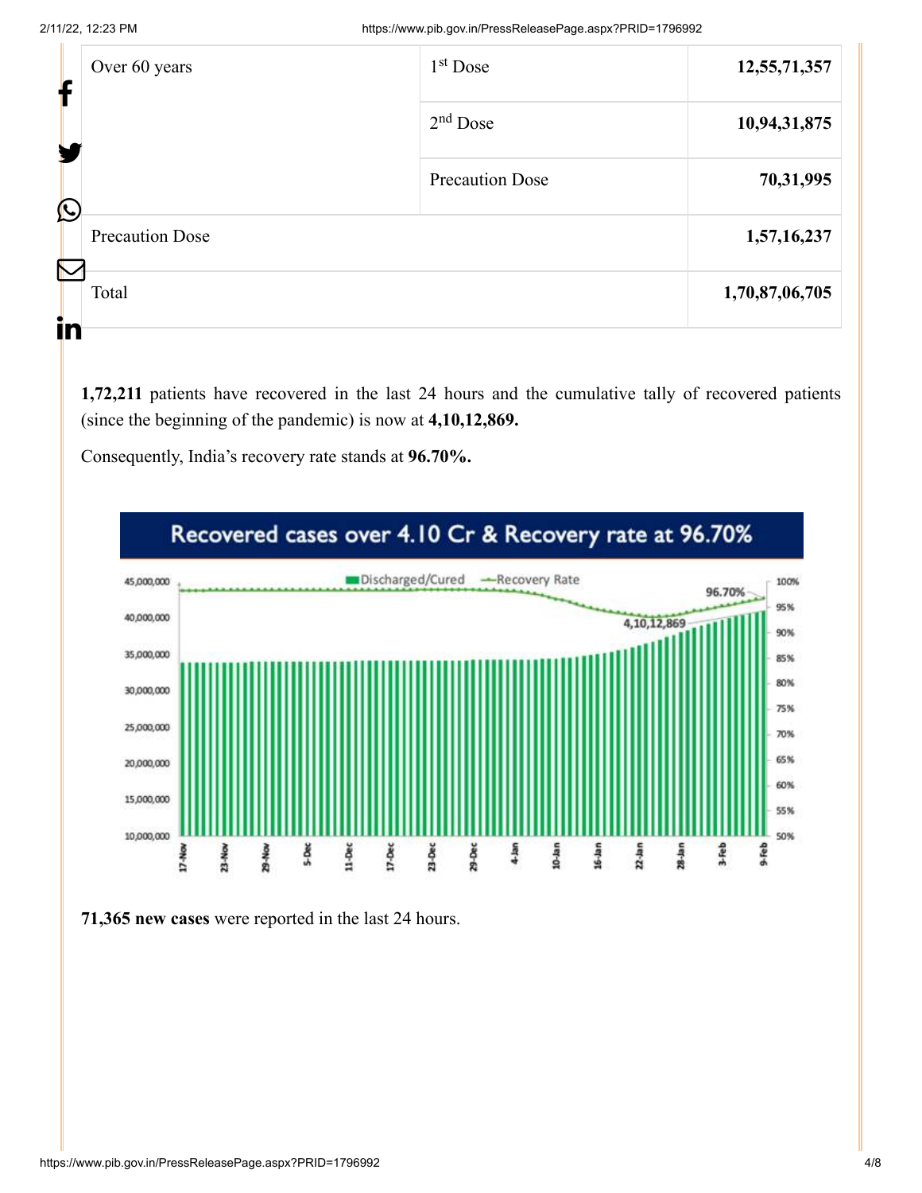| Over 60 years | 1st Dose | **12,55,71,357** |
| --- | --- | --- |
| | 2nd Dose | **10,94,31,875** |
| | Precaution Dose | **70,31,995** |
| Precaution Dose | | **1,57,16,237** |
| Total | | **1,70,87,06,705** |

**1,72,211** patients have recovered in the last 24 hours and the cumulative tally of recovered patients (since the beginning of the pandemic) is now at **4,10,12,869.**

Consequently, India's recovery rate stands at **96.70%.**

**71,365 new cases** were reported in the last 24 hours.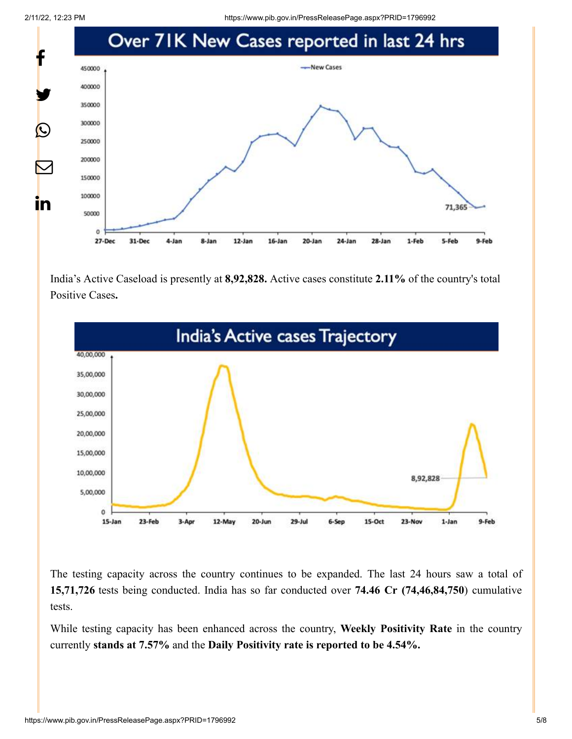## Over 71K New Cases reported in last 24 hrs

India's Active Caseload is presently at **8,92,828.** Active cases constitute **2.11%** of the country's total Positive Cases**.**

## India's Active cases Trajectory

The testing capacity across the country continues to be expanded. The last 24 hours saw a total of **15,71,726** tests being conducted. India has so far conducted over **74.46 Cr (74,46,84,750**) cumulative tests.

While testing capacity has been enhanced across the country, **Weekly Positivity Rate** in the country currently **stands at 7.57%** and the **Daily Positivity rate is reported to be 4.54%.**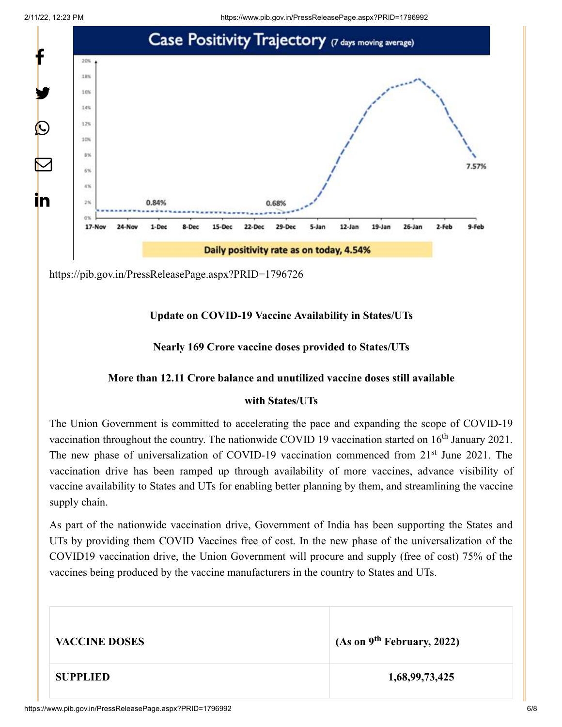https://pib.gov.in/PressReleasePage.aspx?PRID=1796726

**Update on COVID-19 Vaccine Availability in States/UTs**

**Nearly 169 Crore vaccine doses provided to States/UTs**

**More than 12.11 Crore balance and unutilized vaccine doses still available with States/UTs**

The Union Government is committed to accelerating the pace and expanding the scope of COVID-19 vaccination throughout the country. The nationwide COVID 19 vaccination started on 16th January 2021. The new phase of universalization of COVID-19 vaccination commenced from 21st June 2021. The vaccination drive has been ramped up through availability of more vaccines, advance visibility of vaccine availability to States and UTs for enabling better planning by them, and streamlining the vaccine supply chain.

As part of the nationwide vaccination drive, Government of India has been supporting the States and UTs by providing them COVID Vaccines free of cost. In the new phase of the universalization of the COVID19 vaccination drive, the Union Government will procure and supply (free of cost) 75% of the vaccines being produced by the vaccine manufacturers in the country to States and UTs.

| VACCINE DOSES | (As on 9th February, 2022) |
| --- | --- |
| SUPPLIED | 1,68,99,73,425 |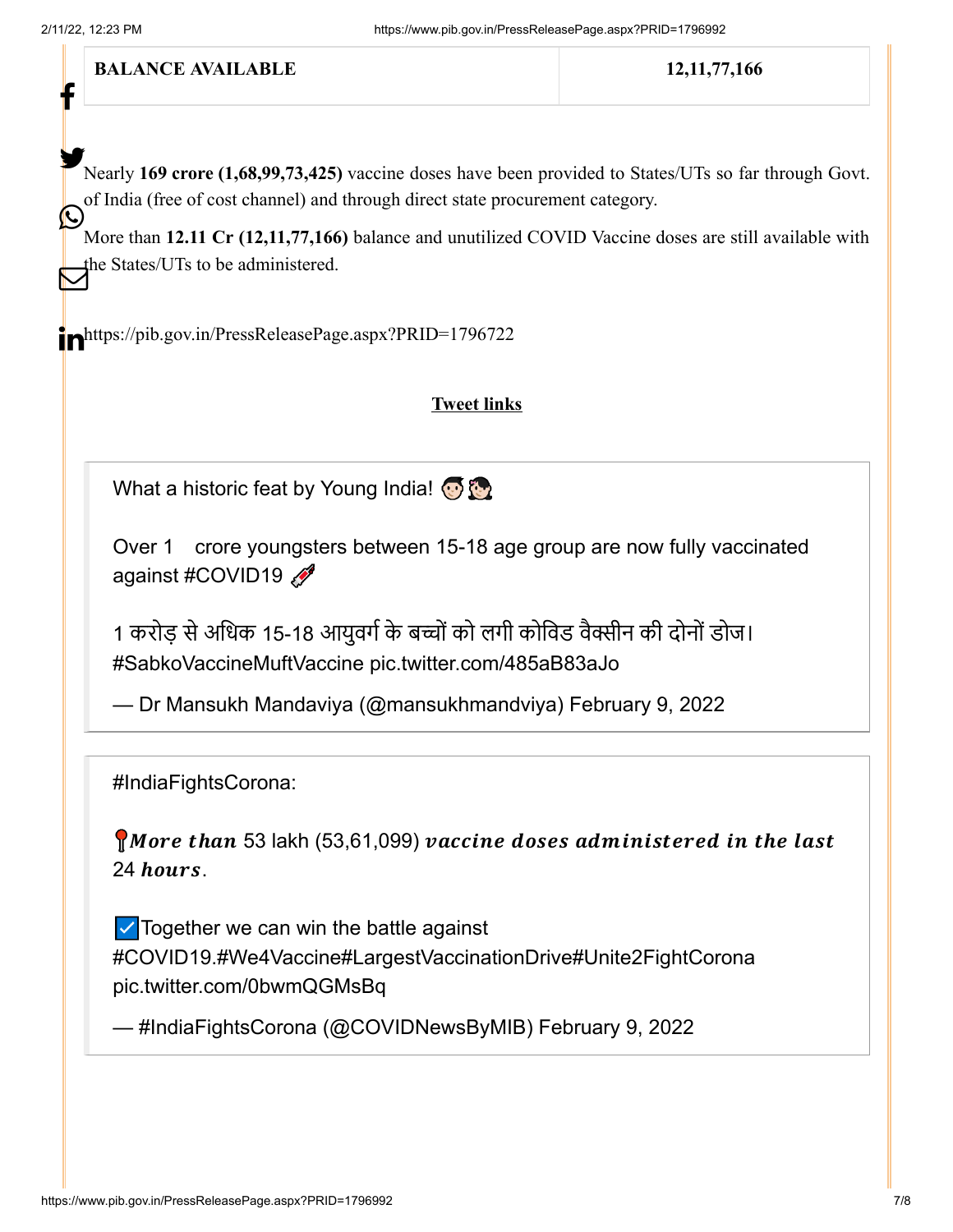| BALANCE AVAILABLE | 12,11,77,166 |
|---|---|

Nearly **169 crore (1,68,99,73,425)** vaccine doses have been provided to States/UTs so far through Govt. of India (free of cost channel) and through direct state procurement category.

More than **12.11 Cr (12,11,77,166)** balance and unutilized COVID Vaccine doses are still available with the States/UTs to be administered.

https://pib.gov.in/PressReleasePage.aspx?PRID=1796722

**Tweet links**

> What a historic feat by Young India! 👦👧
>
> Over 1 crore youngsters between 15-18 age group are now fully vaccinated against #COVID19 💉
>
> 1 करोड़ से अधिक 15-18 आयुवर्ग के बच्चों को लगी कोविड वैक्सीन की दोनों डोज।#SabkoVaccineMuftVaccine pic.twitter.com/485aB83aJo
>
> — Dr Mansukh Mandaviya (@mansukhmandviya) February 9, 2022

> #IndiaFightsCorona:
>
> 📍***More than*** 53 lakh (53,61,099) ***vaccine doses administered in the last*** 24 ***hours***.
>
> ☑️Together we can win the battle against #COVID19.#We4Vaccine#LargestVaccinationDrive#Unite2FightCorona pic.twitter.com/0bwmQGMsBq
>
> — #IndiaFightsCorona (@COVIDNewsByMIB) February 9, 2022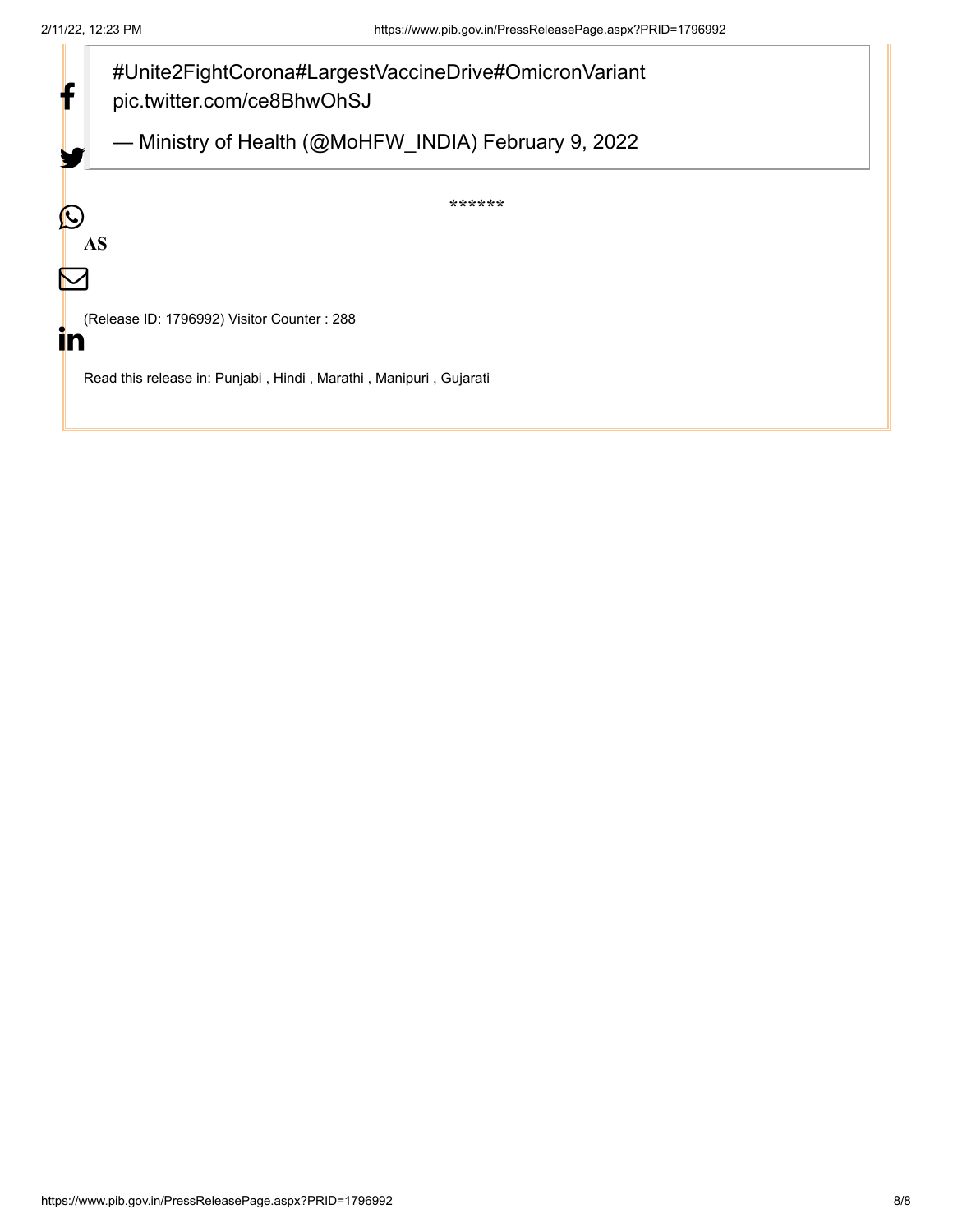#Unite2FightCorona#LargestVaccineDrive#OmicronVariant pic.twitter.com/ce8BhwOhSJ

— Ministry of Health (@MoHFW_INDIA) February 9, 2022

******

**AS**

(Release ID: 1796992) Visitor Counter : 288

Read this release in: Punjabi , Hindi , Marathi , Manipuri , Gujarati